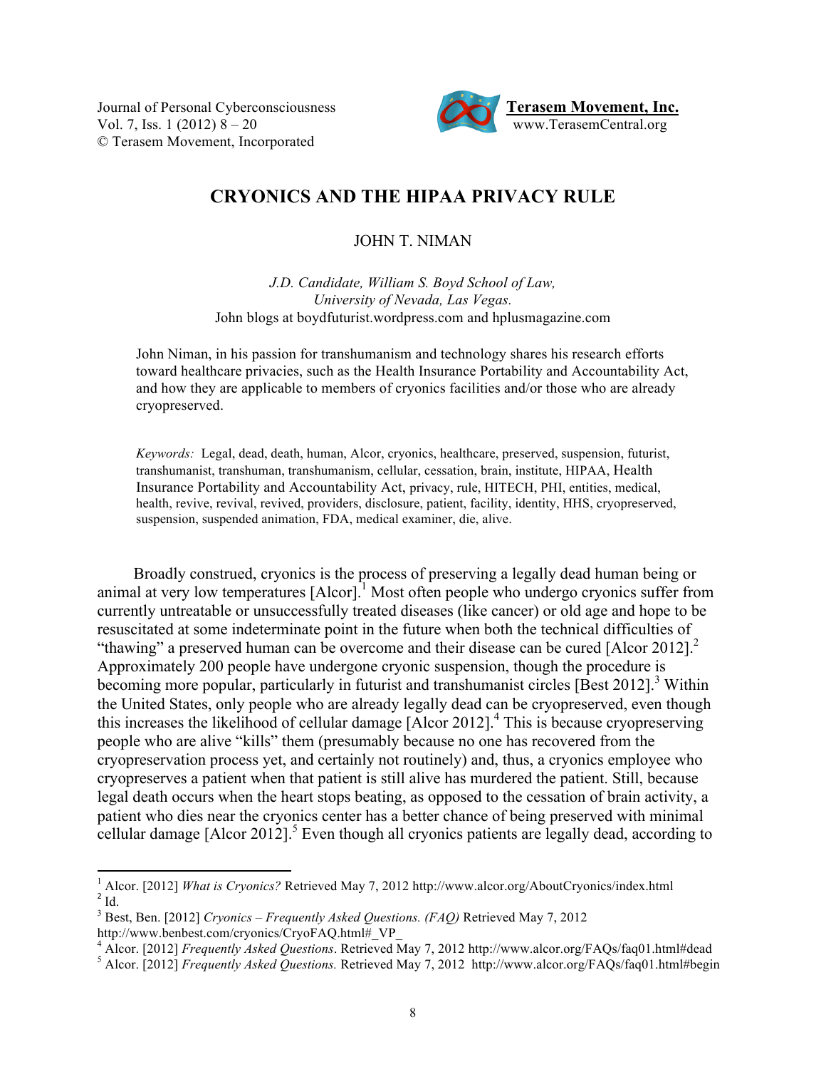# CRYONICS AND THE HIPAA PRIVACY RULE

JOHN T. NIMAN

*J.D. Candidate, William S. Boyd School of Law,*
*University of Nevada, Las Vegas.*
John blogs at boydfuturist.wordpress.com and hplusmagazine.com

John Niman, in his passion for transhumanism and technology shares his research efforts toward healthcare privacies, such as the Health Insurance Portability and Accountability Act, and how they are applicable to members of cryonics facilities and/or those who are already cryopreserved.

*Keywords:* Legal, dead, death, human, Alcor, cryonics, healthcare, preserved, suspension, futurist, transhumanist, transhuman, transhumanism, cellular, cessation, brain, institute, HIPAA, Health Insurance Portability and Accountability Act, privacy, rule, HITECH, PHI, entities, medical, health, revive, revival, revived, providers, disclosure, patient, facility, identity, HHS, cryopreserved, suspension, suspended animation, FDA, medical examiner, die, alive.

Broadly construed, cryonics is the process of preserving a legally dead human being or animal at very low temperatures [Alcor].[1] Most often people who undergo cryonics suffer from currently untreatable or unsuccessfully treated diseases (like cancer) or old age and hope to be resuscitated at some indeterminate point in the future when both the technical difficulties of "thawing" a preserved human can be overcome and their disease can be cured [Alcor 2012].[2] Approximately 200 people have undergone cryonic suspension, though the procedure is becoming more popular, particularly in futurist and transhumanist circles [Best 2012].[3] Within the United States, only people who are already legally dead can be cryopreserved, even though this increases the likelihood of cellular damage [Alcor 2012].[4] This is because cryopreserving people who are alive "kills" them (presumably because no one has recovered from the cryopreservation process yet, and certainly not routinely) and, thus, a cryonics employee who cryopreserves a patient when that patient is still alive has murdered the patient. Still, because legal death occurs when the heart stops beating, as opposed to the cessation of brain activity, a patient who dies near the cryonics center has a better chance of being preserved with minimal cellular damage [Alcor 2012].[5] Even though all cryonics patients are legally dead, according to

---

[1] Alcor. [2012] *What is Cryonics?* Retrieved May 7, 2012 http://www.alcor.org/AboutCryonics/index.html
[2] Id.
[3] Best, Ben. [2012] *Cryonics – Frequently Asked Questions. (FAQ)* Retrieved May 7, 2012 http://www.benbest.com/cryonics/CryoFAQ.html#_VP_
[4] Alcor. [2012] *Frequently Asked Questions*. Retrieved May 7, 2012 http://www.alcor.org/FAQs/faq01.html#dead
[5] Alcor. [2012] *Frequently Asked Questions.* Retrieved May 7, 2012 http://www.alcor.org/FAQs/faq01.html#begin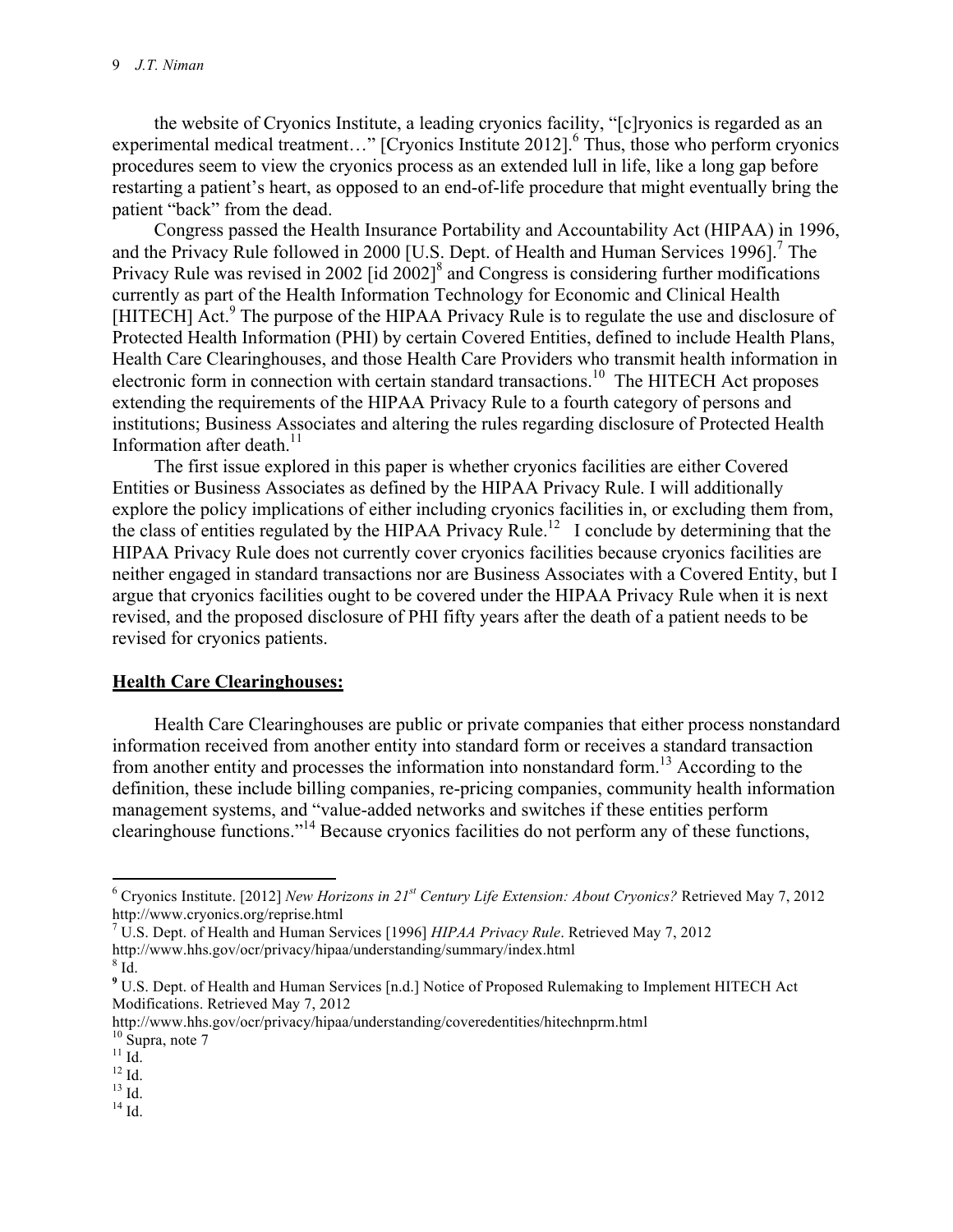the website of Cryonics Institute, a leading cryonics facility, "[c]ryonics is regarded as an experimental medical treatment…" [Cryonics Institute 2012].[6] Thus, those who perform cryonics procedures seem to view the cryonics process as an extended lull in life, like a long gap before restarting a patient's heart, as opposed to an end-of-life procedure that might eventually bring the patient "back" from the dead.

Congress passed the Health Insurance Portability and Accountability Act (HIPAA) in 1996, and the Privacy Rule followed in 2000 [U.S. Dept. of Health and Human Services 1996].[7] The Privacy Rule was revised in 2002 [id 2002][8] and Congress is considering further modifications currently as part of the Health Information Technology for Economic and Clinical Health [HITECH] Act.[9] The purpose of the HIPAA Privacy Rule is to regulate the use and disclosure of Protected Health Information (PHI) by certain Covered Entities, defined to include Health Plans, Health Care Clearinghouses, and those Health Care Providers who transmit health information in electronic form in connection with certain standard transactions.[10] The HITECH Act proposes extending the requirements of the HIPAA Privacy Rule to a fourth category of persons and institutions; Business Associates and altering the rules regarding disclosure of Protected Health Information after death.[11]

The first issue explored in this paper is whether cryonics facilities are either Covered Entities or Business Associates as defined by the HIPAA Privacy Rule. I will additionally explore the policy implications of either including cryonics facilities in, or excluding them from, the class of entities regulated by the HIPAA Privacy Rule.[12] I conclude by determining that the HIPAA Privacy Rule does not currently cover cryonics facilities because cryonics facilities are neither engaged in standard transactions nor are Business Associates with a Covered Entity, but I argue that cryonics facilities ought to be covered under the HIPAA Privacy Rule when it is next revised, and the proposed disclosure of PHI fifty years after the death of a patient needs to be revised for cryonics patients.

## **Health Care Clearinghouses:**

Health Care Clearinghouses are public or private companies that either process nonstandard information received from another entity into standard form or receives a standard transaction from another entity and processes the information into nonstandard form.[13] According to the definition, these include billing companies, re-pricing companies, community health information management systems, and "value-added networks and switches if these entities perform clearinghouse functions."[14] Because cryonics facilities do not perform any of these functions,

---

[6] Cryonics Institute. [2012] *New Horizons in 21st Century Life Extension: About Cryonics?* Retrieved May 7, 2012 http://www.cryonics.org/reprise.html

[7] U.S. Dept. of Health and Human Services [1996] *HIPAA Privacy Rule*. Retrieved May 7, 2012 http://www.hhs.gov/ocr/privacy/hipaa/understanding/summary/index.html

[8] Id.

[9] U.S. Dept. of Health and Human Services [n.d.] Notice of Proposed Rulemaking to Implement HITECH Act Modifications. Retrieved May 7, 2012 http://www.hhs.gov/ocr/privacy/hipaa/understanding/coveredentities/hitechnprm.html

[10] Supra, note 7

[11] Id.

[12] Id.

[13] Id.

[14] Id.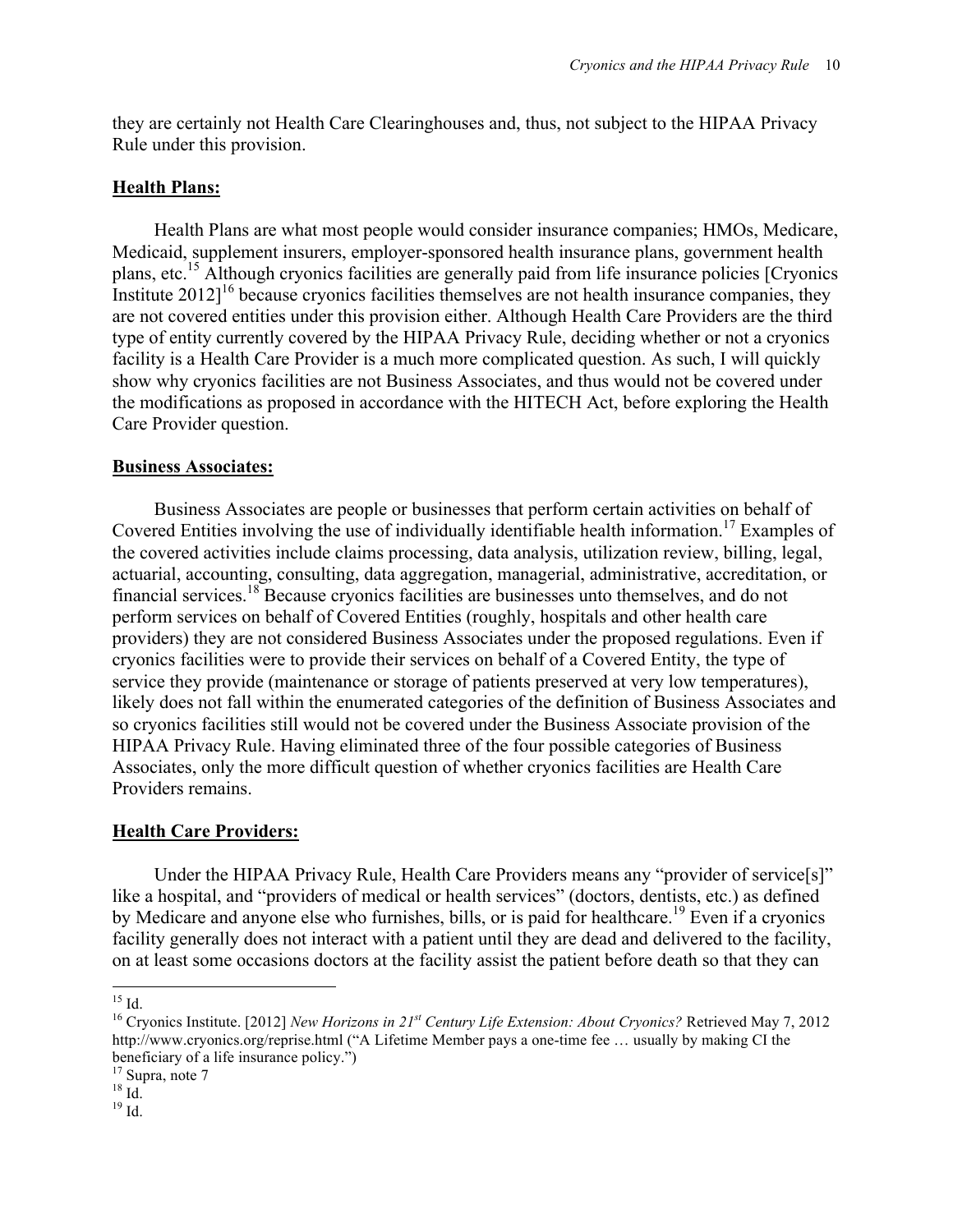they are certainly not Health Care Clearinghouses and, thus, not subject to the HIPAA Privacy Rule under this provision.

**Health Plans:**

Health Plans are what most people would consider insurance companies; HMOs, Medicare, Medicaid, supplement insurers, employer-sponsored health insurance plans, government health plans, etc.[15] Although cryonics facilities are generally paid from life insurance policies [Cryonics Institute 2012][16] because cryonics facilities themselves are not health insurance companies, they are not covered entities under this provision either. Although Health Care Providers are the third type of entity currently covered by the HIPAA Privacy Rule, deciding whether or not a cryonics facility is a Health Care Provider is a much more complicated question. As such, I will quickly show why cryonics facilities are not Business Associates, and thus would not be covered under the modifications as proposed in accordance with the HITECH Act, before exploring the Health Care Provider question.

**Business Associates:**

Business Associates are people or businesses that perform certain activities on behalf of Covered Entities involving the use of individually identifiable health information.[17] Examples of the covered activities include claims processing, data analysis, utilization review, billing, legal, actuarial, accounting, consulting, data aggregation, managerial, administrative, accreditation, or financial services.[18] Because cryonics facilities are businesses unto themselves, and do not perform services on behalf of Covered Entities (roughly, hospitals and other health care providers) they are not considered Business Associates under the proposed regulations. Even if cryonics facilities were to provide their services on behalf of a Covered Entity, the type of service they provide (maintenance or storage of patients preserved at very low temperatures), likely does not fall within the enumerated categories of the definition of Business Associates and so cryonics facilities still would not be covered under the Business Associate provision of the HIPAA Privacy Rule. Having eliminated three of the four possible categories of Business Associates, only the more difficult question of whether cryonics facilities are Health Care Providers remains.

**Health Care Providers:**

Under the HIPAA Privacy Rule, Health Care Providers means any "provider of service[s]" like a hospital, and "providers of medical or health services" (doctors, dentists, etc.) as defined by Medicare and anyone else who furnishes, bills, or is paid for healthcare.[19] Even if a cryonics facility generally does not interact with a patient until they are dead and delivered to the facility, on at least some occasions doctors at the facility assist the patient before death so that they can

---

[15] Id.

[16] Cryonics Institute. [2012] *New Horizons in 21st Century Life Extension: About Cryonics?* Retrieved May 7, 2012 http://www.cryonics.org/reprise.html ("A Lifetime Member pays a one-time fee … usually by making CI the beneficiary of a life insurance policy.")

[17] Supra, note 7

[18] Id.

[19] Id.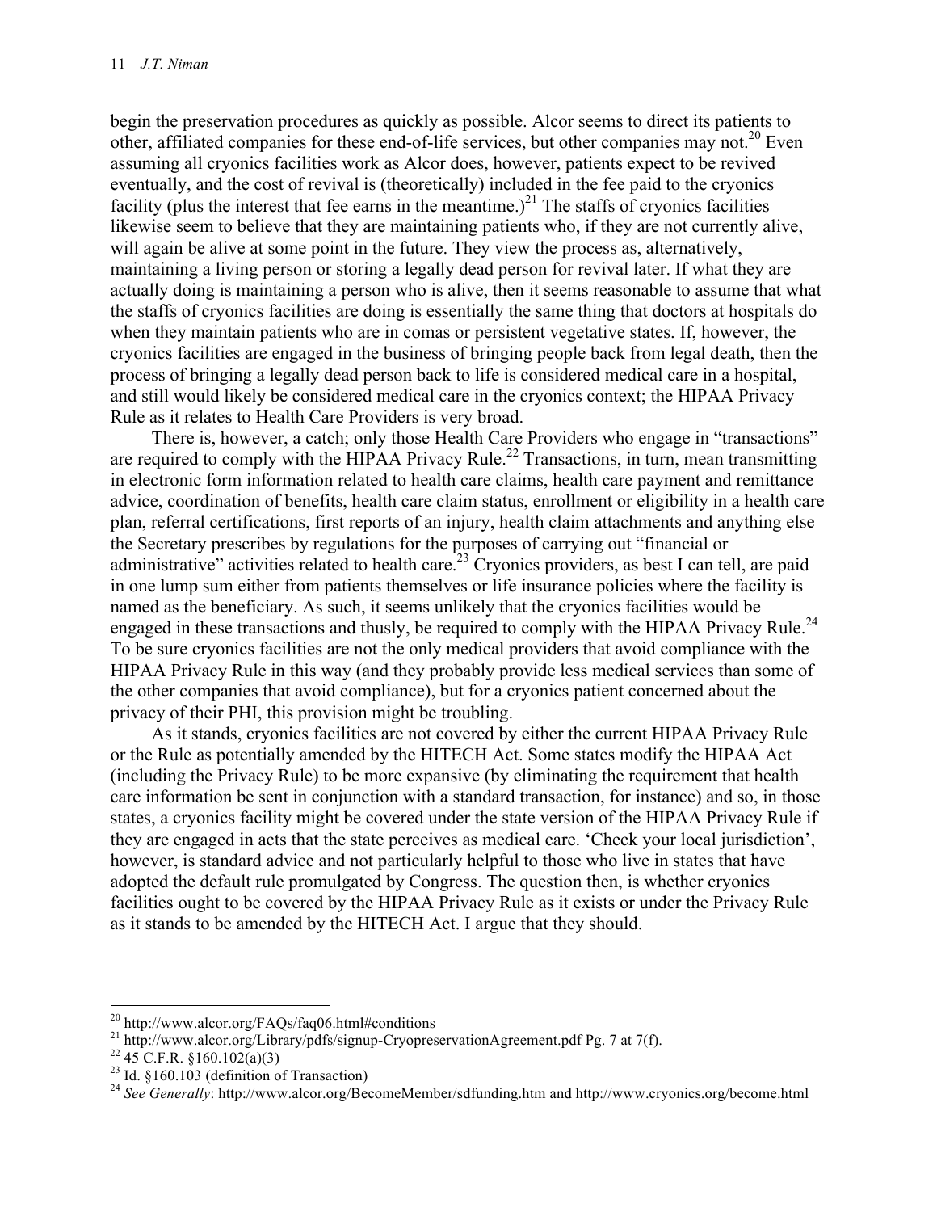begin the preservation procedures as quickly as possible. Alcor seems to direct its patients to other, affiliated companies for these end-of-life services, but other companies may not.[20] Even assuming all cryonics facilities work as Alcor does, however, patients expect to be revived eventually, and the cost of revival is (theoretically) included in the fee paid to the cryonics facility (plus the interest that fee earns in the meantime.)[21] The staffs of cryonics facilities likewise seem to believe that they are maintaining patients who, if they are not currently alive, will again be alive at some point in the future. They view the process as, alternatively, maintaining a living person or storing a legally dead person for revival later. If what they are actually doing is maintaining a person who is alive, then it seems reasonable to assume that what the staffs of cryonics facilities are doing is essentially the same thing that doctors at hospitals do when they maintain patients who are in comas or persistent vegetative states. If, however, the cryonics facilities are engaged in the business of bringing people back from legal death, then the process of bringing a legally dead person back to life is considered medical care in a hospital, and still would likely be considered medical care in the cryonics context; the HIPAA Privacy Rule as it relates to Health Care Providers is very broad.

There is, however, a catch; only those Health Care Providers who engage in "transactions" are required to comply with the HIPAA Privacy Rule.[22] Transactions, in turn, mean transmitting in electronic form information related to health care claims, health care payment and remittance advice, coordination of benefits, health care claim status, enrollment or eligibility in a health care plan, referral certifications, first reports of an injury, health claim attachments and anything else the Secretary prescribes by regulations for the purposes of carrying out "financial or administrative" activities related to health care.[23] Cryonics providers, as best I can tell, are paid in one lump sum either from patients themselves or life insurance policies where the facility is named as the beneficiary. As such, it seems unlikely that the cryonics facilities would be engaged in these transactions and thusly, be required to comply with the HIPAA Privacy Rule.[24] To be sure cryonics facilities are not the only medical providers that avoid compliance with the HIPAA Privacy Rule in this way (and they probably provide less medical services than some of the other companies that avoid compliance), but for a cryonics patient concerned about the privacy of their PHI, this provision might be troubling.

As it stands, cryonics facilities are not covered by either the current HIPAA Privacy Rule or the Rule as potentially amended by the HITECH Act. Some states modify the HIPAA Act (including the Privacy Rule) to be more expansive (by eliminating the requirement that health care information be sent in conjunction with a standard transaction, for instance) and so, in those states, a cryonics facility might be covered under the state version of the HIPAA Privacy Rule if they are engaged in acts that the state perceives as medical care. 'Check your local jurisdiction', however, is standard advice and not particularly helpful to those who live in states that have adopted the default rule promulgated by Congress. The question then, is whether cryonics facilities ought to be covered by the HIPAA Privacy Rule as it exists or under the Privacy Rule as it stands to be amended by the HITECH Act. I argue that they should.

---

[20] http://www.alcor.org/FAQs/faq06.html#conditions

[21] http://www.alcor.org/Library/pdfs/signup-CryopreservationAgreement.pdf Pg. 7 at 7(f).

[22] 45 C.F.R. §160.102(a)(3)

[23] Id. §160.103 (definition of Transaction)

[24] *See Generally*: http://www.alcor.org/BecomeMember/sdfunding.htm and http://www.cryonics.org/become.html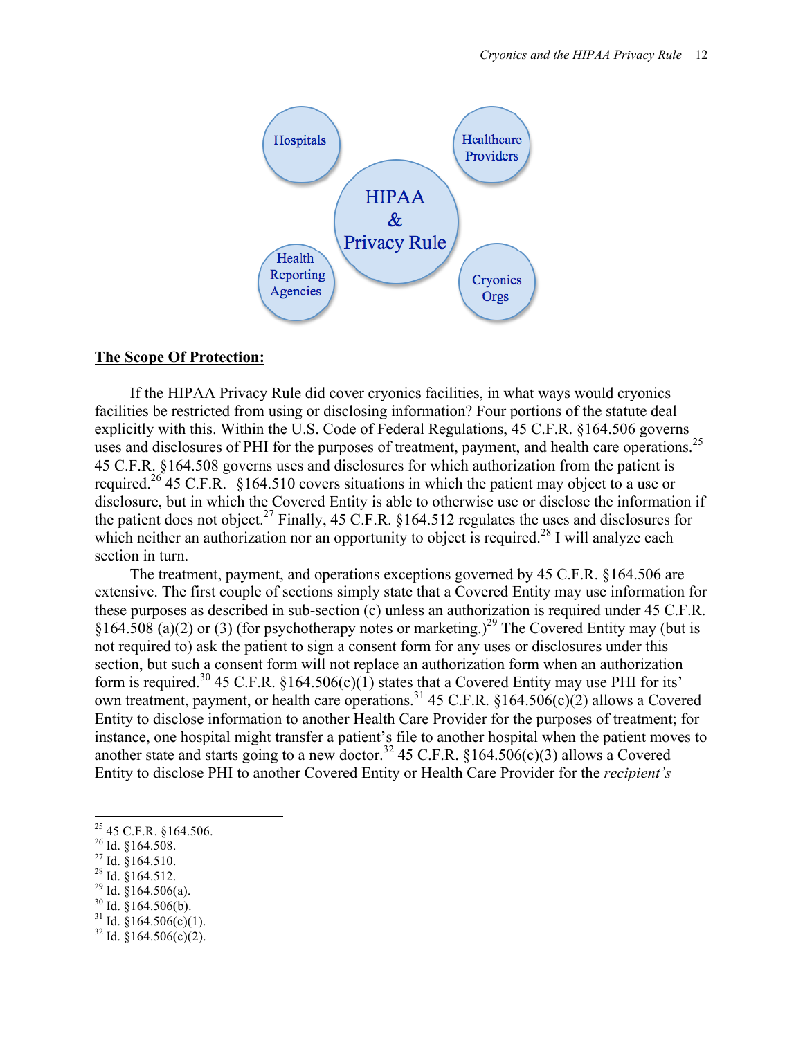Hospitals

Healthcare Providers

HIPAA & Privacy Rule

Health Reporting Agencies

Cryonics Orgs

**The Scope Of Protection:**

If the HIPAA Privacy Rule did cover cryonics facilities, in what ways would cryonics facilities be restricted from using or disclosing information? Four portions of the statute deal explicitly with this. Within the U.S. Code of Federal Regulations, 45 C.F.R. §164.506 governs uses and disclosures of PHI for the purposes of treatment, payment, and health care operations.[25] 45 C.F.R. §164.508 governs uses and disclosures for which authorization from the patient is required.[26] 45 C.F.R. §164.510 covers situations in which the patient may object to a use or disclosure, but in which the Covered Entity is able to otherwise use or disclose the information if the patient does not object.[27] Finally, 45 C.F.R. §164.512 regulates the uses and disclosures for which neither an authorization nor an opportunity to object is required.[28] I will analyze each section in turn.

The treatment, payment, and operations exceptions governed by 45 C.F.R. §164.506 are extensive. The first couple of sections simply state that a Covered Entity may use information for these purposes as described in sub-section (c) unless an authorization is required under 45 C.F.R. §164.508 (a)(2) or (3) (for psychotherapy notes or marketing.)[29] The Covered Entity may (but is not required to) ask the patient to sign a consent form for any uses or disclosures under this section, but such a consent form will not replace an authorization form when an authorization form is required.[30] 45 C.F.R. §164.506(c)(1) states that a Covered Entity may use PHI for its' own treatment, payment, or health care operations.[31] 45 C.F.R. §164.506(c)(2) allows a Covered Entity to disclose information to another Health Care Provider for the purposes of treatment; for instance, one hospital might transfer a patient's file to another hospital when the patient moves to another state and starts going to a new doctor.[32] 45 C.F.R. §164.506(c)(3) allows a Covered Entity to disclose PHI to another Covered Entity or Health Care Provider for the *recipient's*

---

[25] 45 C.F.R. §164.506.
[26] Id. §164.508.
[27] Id. §164.510.
[28] Id. §164.512.
[29] Id. §164.506(a).
[30] Id. §164.506(b).
[31] Id. §164.506(c)(1).
[32] Id. §164.506(c)(2).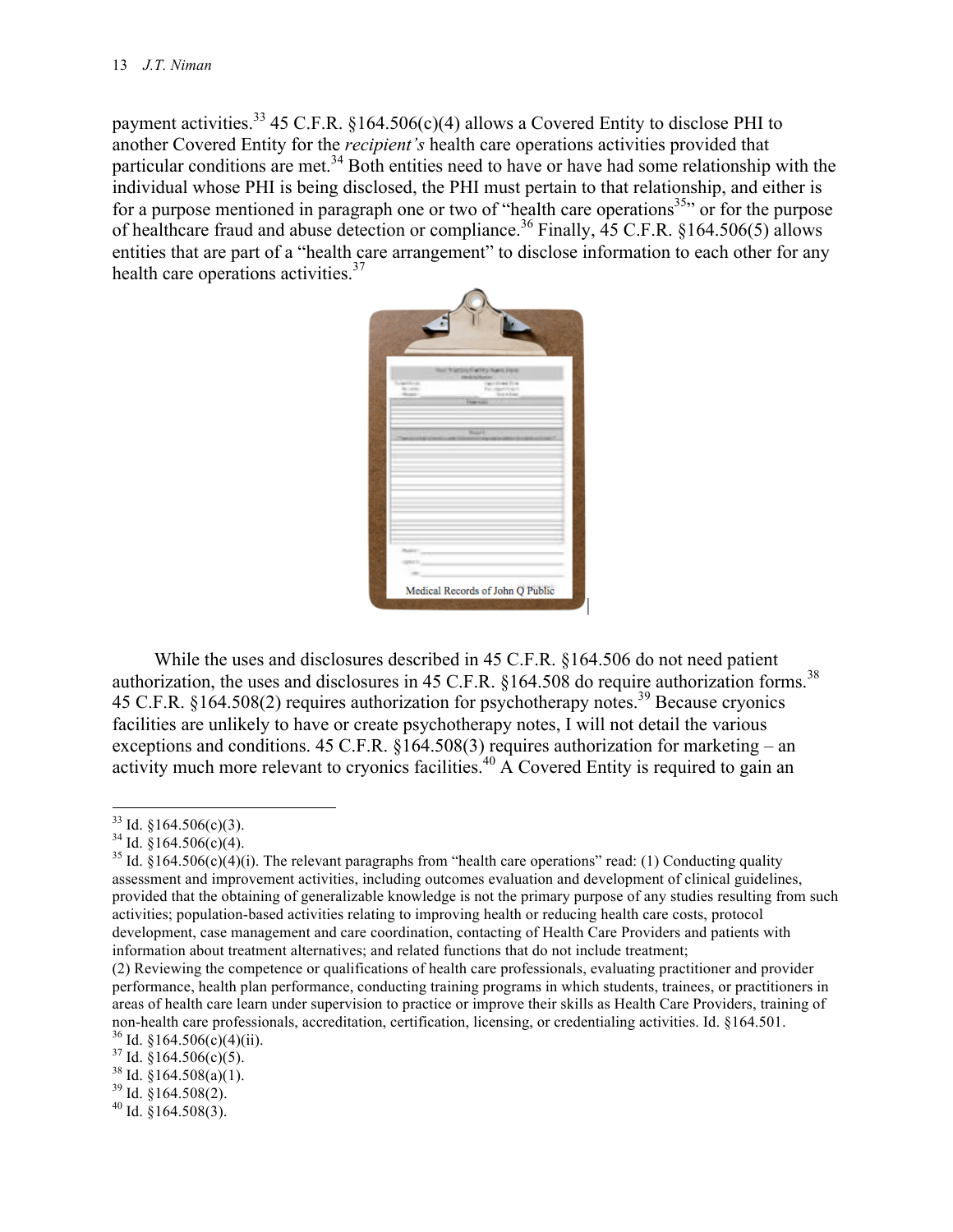payment activities.[33] 45 C.F.R. §164.506(c)(4) allows a Covered Entity to disclose PHI to another Covered Entity for the *recipient's* health care operations activities provided that particular conditions are met.[34] Both entities need to have or have had some relationship with the individual whose PHI is being disclosed, the PHI must pertain to that relationship, and either is for a purpose mentioned in paragraph one or two of "health care operations[35]" or for the purpose of healthcare fraud and abuse detection or compliance.[36] Finally, 45 C.F.R. §164.506(5) allows entities that are part of a "health care arrangement" to disclose information to each other for any health care operations activities.[37]

Medical Records of John Q Public

While the uses and disclosures described in 45 C.F.R. §164.506 do not need patient authorization, the uses and disclosures in 45 C.F.R. §164.508 do require authorization forms.[38] 45 C.F.R. §164.508(2) requires authorization for psychotherapy notes.[39] Because cryonics facilities are unlikely to have or create psychotherapy notes, I will not detail the various exceptions and conditions. 45 C.F.R. §164.508(3) requires authorization for marketing – an activity much more relevant to cryonics facilities.[40] A Covered Entity is required to gain an

---

[33] Id. §164.506(c)(3).

[34] Id. §164.506(c)(4).

[35] Id. §164.506(c)(4)(i). The relevant paragraphs from "health care operations" read: (1) Conducting quality assessment and improvement activities, including outcomes evaluation and development of clinical guidelines, provided that the obtaining of generalizable knowledge is not the primary purpose of any studies resulting from such activities; population-based activities relating to improving health or reducing health care costs, protocol development, case management and care coordination, contacting of Health Care Providers and patients with information about treatment alternatives; and related functions that do not include treatment;
(2) Reviewing the competence or qualifications of health care professionals, evaluating practitioner and provider performance, health plan performance, conducting training programs in which students, trainees, or practitioners in areas of health care learn under supervision to practice or improve their skills as Health Care Providers, training of non-health care professionals, accreditation, certification, licensing, or credentialing activities. Id. §164.501.

[36] Id. §164.506(c)(4)(ii).

[37] Id. §164.506(c)(5).

[38] Id. §164.508(a)(1).

[39] Id. §164.508(2).

[40] Id. §164.508(3).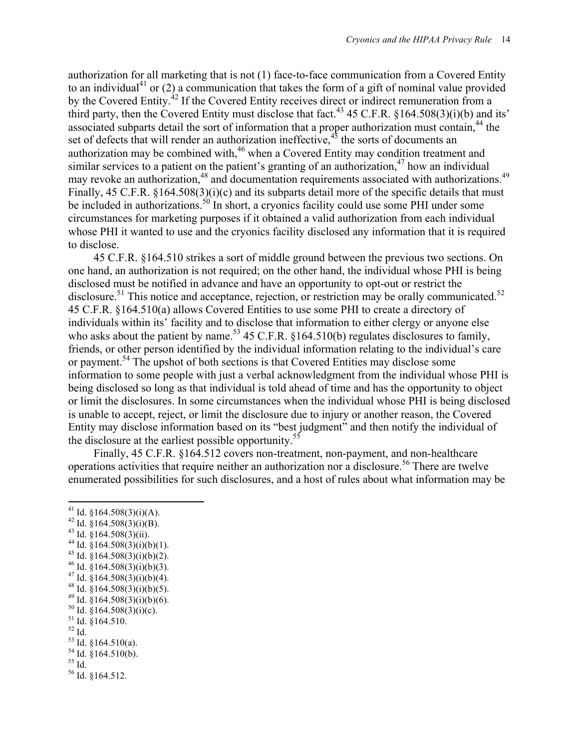authorization for all marketing that is not (1) face-to-face communication from a Covered Entity to an individual[41] or (2) a communication that takes the form of a gift of nominal value provided by the Covered Entity.[42] If the Covered Entity receives direct or indirect remuneration from a third party, then the Covered Entity must disclose that fact.[43] 45 C.F.R. §164.508(3)(i)(b) and its' associated subparts detail the sort of information that a proper authorization must contain,[44] the set of defects that will render an authorization ineffective,[45] the sorts of documents an authorization may be combined with,[46] when a Covered Entity may condition treatment and similar services to a patient on the patient's granting of an authorization,[47] how an individual may revoke an authorization,[48] and documentation requirements associated with authorizations.[49] Finally, 45 C.F.R. §164.508(3)(i)(c) and its subparts detail more of the specific details that must be included in authorizations.[50] In short, a cryonics facility could use some PHI under some circumstances for marketing purposes if it obtained a valid authorization from each individual whose PHI it wanted to use and the cryonics facility disclosed any information that it is required to disclose.

45 C.F.R. §164.510 strikes a sort of middle ground between the previous two sections. On one hand, an authorization is not required; on the other hand, the individual whose PHI is being disclosed must be notified in advance and have an opportunity to opt-out or restrict the disclosure.[51] This notice and acceptance, rejection, or restriction may be orally communicated.[52] 45 C.F.R. §164.510(a) allows Covered Entities to use some PHI to create a directory of individuals within its' facility and to disclose that information to either clergy or anyone else who asks about the patient by name.[53] 45 C.F.R. §164.510(b) regulates disclosures to family, friends, or other person identified by the individual information relating to the individual's care or payment.[54] The upshot of both sections is that Covered Entities may disclose some information to some people with just a verbal acknowledgment from the individual whose PHI is being disclosed so long as that individual is told ahead of time and has the opportunity to object or limit the disclosures. In some circumstances when the individual whose PHI is being disclosed is unable to accept, reject, or limit the disclosure due to injury or another reason, the Covered Entity may disclose information based on its "best judgment" and then notify the individual of the disclosure at the earliest possible opportunity.[55]

Finally, 45 C.F.R. §164.512 covers non-treatment, non-payment, and non-healthcare operations activities that require neither an authorization nor a disclosure.[56] There are twelve enumerated possibilities for such disclosures, and a host of rules about what information may be

---

[41] Id. §164.508(3)(i)(A).
[42] Id. §164.508(3)(i)(B).
[43] Id. §164.508(3)(ii).
[44] Id. §164.508(3)(i)(b)(1).
[45] Id. §164.508(3)(i)(b)(2).
[46] Id. §164.508(3)(i)(b)(3).
[47] Id. §164.508(3)(i)(b)(4).
[48] Id. §164.508(3)(i)(b)(5).
[49] Id. §164.508(3)(i)(b)(6).
[50] Id. §164.508(3)(i)(c).
[51] Id. §164.510.
[52] Id.
[53] Id. §164.510(a).
[54] Id. §164.510(b).
[55] Id.
[56] Id. §164.512.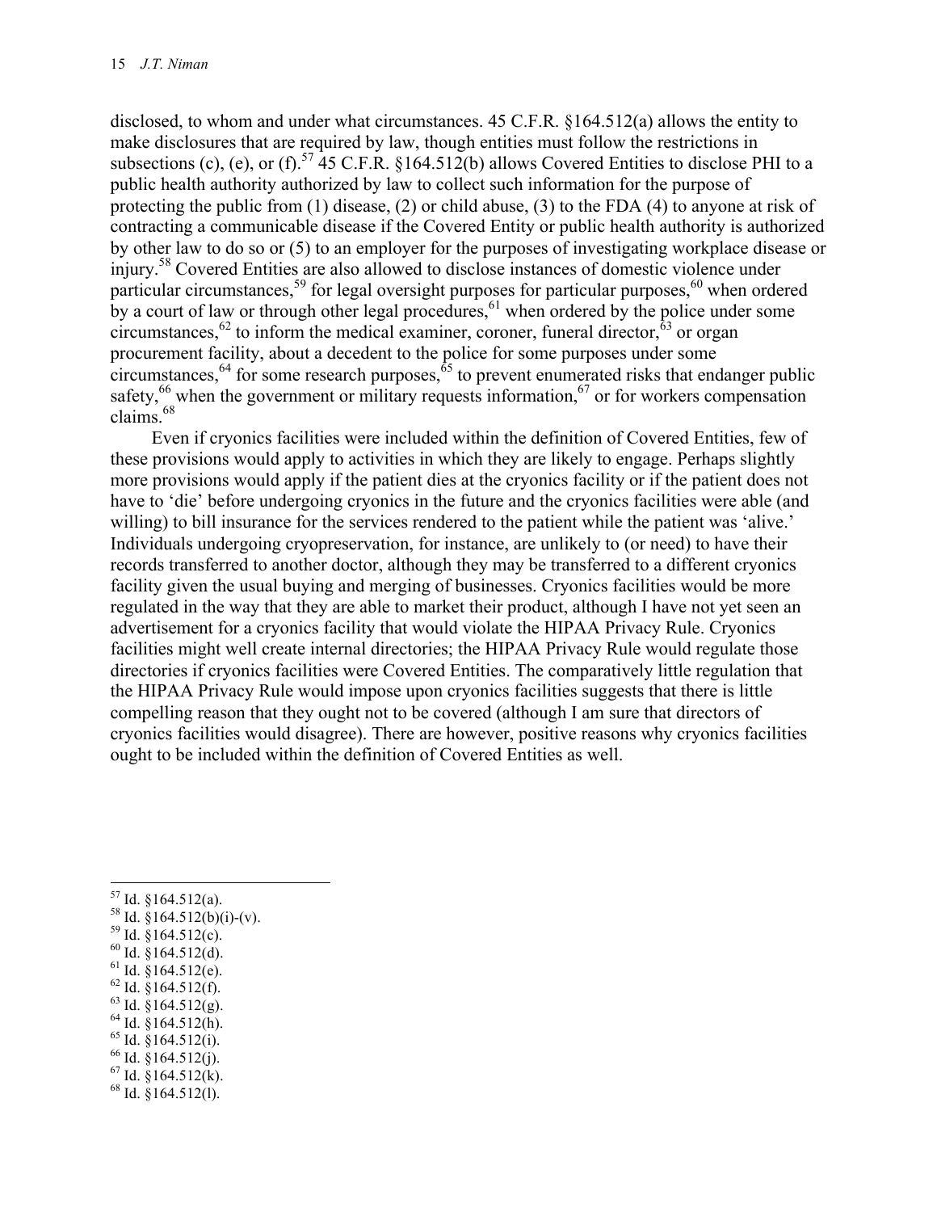disclosed, to whom and under what circumstances. 45 C.F.R. §164.512(a) allows the entity to make disclosures that are required by law, though entities must follow the restrictions in subsections (c), (e), or (f).[57] 45 C.F.R. §164.512(b) allows Covered Entities to disclose PHI to a public health authority authorized by law to collect such information for the purpose of protecting the public from (1) disease, (2) or child abuse, (3) to the FDA (4) to anyone at risk of contracting a communicable disease if the Covered Entity or public health authority is authorized by other law to do so or (5) to an employer for the purposes of investigating workplace disease or injury.[58] Covered Entities are also allowed to disclose instances of domestic violence under particular circumstances,[59] for legal oversight purposes for particular purposes,[60] when ordered by a court of law or through other legal procedures,[61] when ordered by the police under some circumstances,[62] to inform the medical examiner, coroner, funeral director,[63] or organ procurement facility, about a decedent to the police for some purposes under some circumstances,[64] for some research purposes,[65] to prevent enumerated risks that endanger public safety,[66] when the government or military requests information,[67] or for workers compensation claims.[68]

Even if cryonics facilities were included within the definition of Covered Entities, few of these provisions would apply to activities in which they are likely to engage. Perhaps slightly more provisions would apply if the patient dies at the cryonics facility or if the patient does not have to 'die' before undergoing cryonics in the future and the cryonics facilities were able (and willing) to bill insurance for the services rendered to the patient while the patient was 'alive.' Individuals undergoing cryopreservation, for instance, are unlikely to (or need) to have their records transferred to another doctor, although they may be transferred to a different cryonics facility given the usual buying and merging of businesses. Cryonics facilities would be more regulated in the way that they are able to market their product, although I have not yet seen an advertisement for a cryonics facility that would violate the HIPAA Privacy Rule. Cryonics facilities might well create internal directories; the HIPAA Privacy Rule would regulate those directories if cryonics facilities were Covered Entities. The comparatively little regulation that the HIPAA Privacy Rule would impose upon cryonics facilities suggests that there is little compelling reason that they ought not to be covered (although I am sure that directors of cryonics facilities would disagree). There are however, positive reasons why cryonics facilities ought to be included within the definition of Covered Entities as well.

---

[57] Id. §164.512(a).
[58] Id. §164.512(b)(i)-(v).
[59] Id. §164.512(c).
[60] Id. §164.512(d).
[61] Id. §164.512(e).
[62] Id. §164.512(f).
[63] Id. §164.512(g).
[64] Id. §164.512(h).
[65] Id. §164.512(i).
[66] Id. §164.512(j).
[67] Id. §164.512(k).
[68] Id. §164.512(l).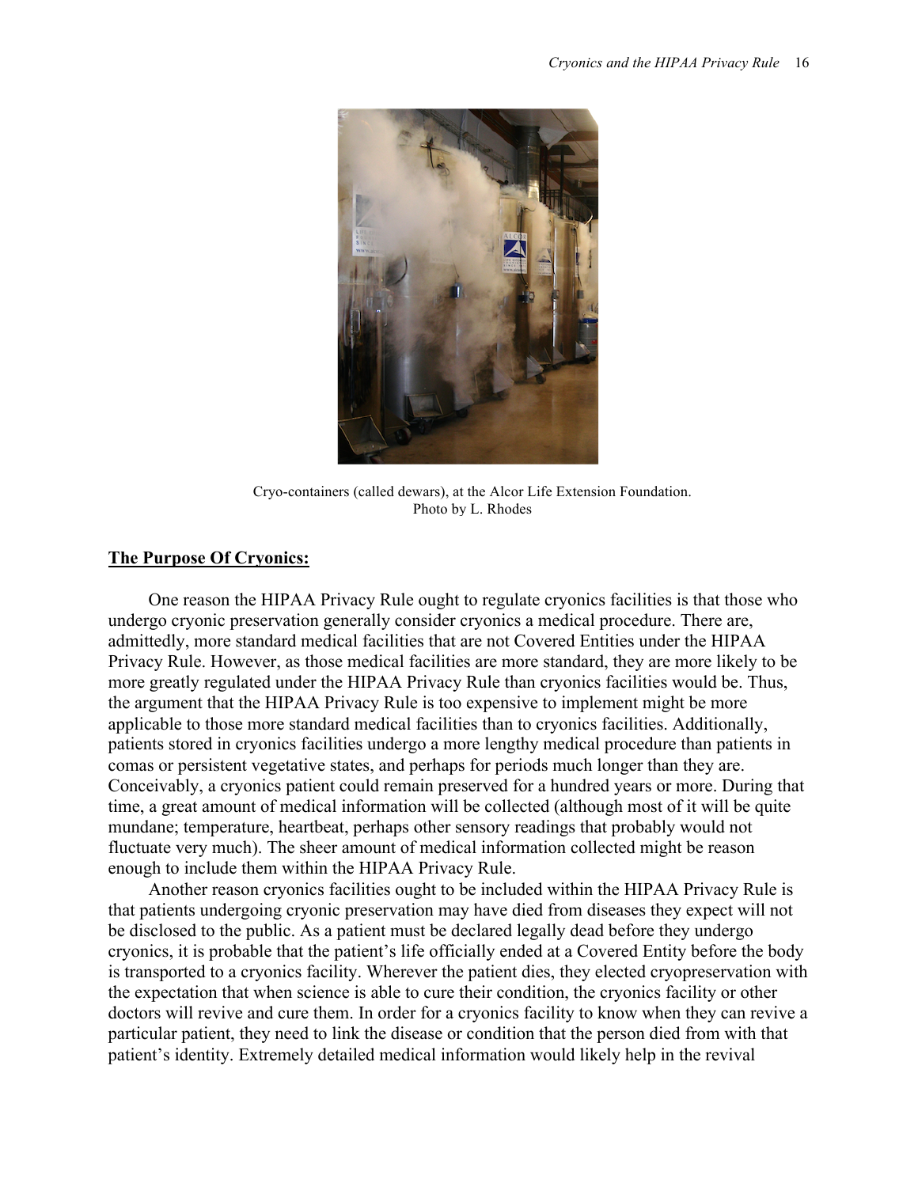Cryo-containers (called dewars), at the Alcor Life Extension Foundation.
Photo by L. Rhodes

## The Purpose Of Cryonics:

One reason the HIPAA Privacy Rule ought to regulate cryonics facilities is that those who undergo cryonic preservation generally consider cryonics a medical procedure. There are, admittedly, more standard medical facilities that are not Covered Entities under the HIPAA Privacy Rule. However, as those medical facilities are more standard, they are more likely to be more greatly regulated under the HIPAA Privacy Rule than cryonics facilities would be. Thus, the argument that the HIPAA Privacy Rule is too expensive to implement might be more applicable to those more standard medical facilities than to cryonics facilities. Additionally, patients stored in cryonics facilities undergo a more lengthy medical procedure than patients in comas or persistent vegetative states, and perhaps for periods much longer than they are. Conceivably, a cryonics patient could remain preserved for a hundred years or more. During that time, a great amount of medical information will be collected (although most of it will be quite mundane; temperature, heartbeat, perhaps other sensory readings that probably would not fluctuate very much). The sheer amount of medical information collected might be reason enough to include them within the HIPAA Privacy Rule.

Another reason cryonics facilities ought to be included within the HIPAA Privacy Rule is that patients undergoing cryonic preservation may have died from diseases they expect will not be disclosed to the public. As a patient must be declared legally dead before they undergo cryonics, it is probable that the patient's life officially ended at a Covered Entity before the body is transported to a cryonics facility. Wherever the patient dies, they elected cryopreservation with the expectation that when science is able to cure their condition, the cryonics facility or other doctors will revive and cure them. In order for a cryonics facility to know when they can revive a particular patient, they need to link the disease or condition that the person died from with that patient's identity. Extremely detailed medical information would likely help in the revival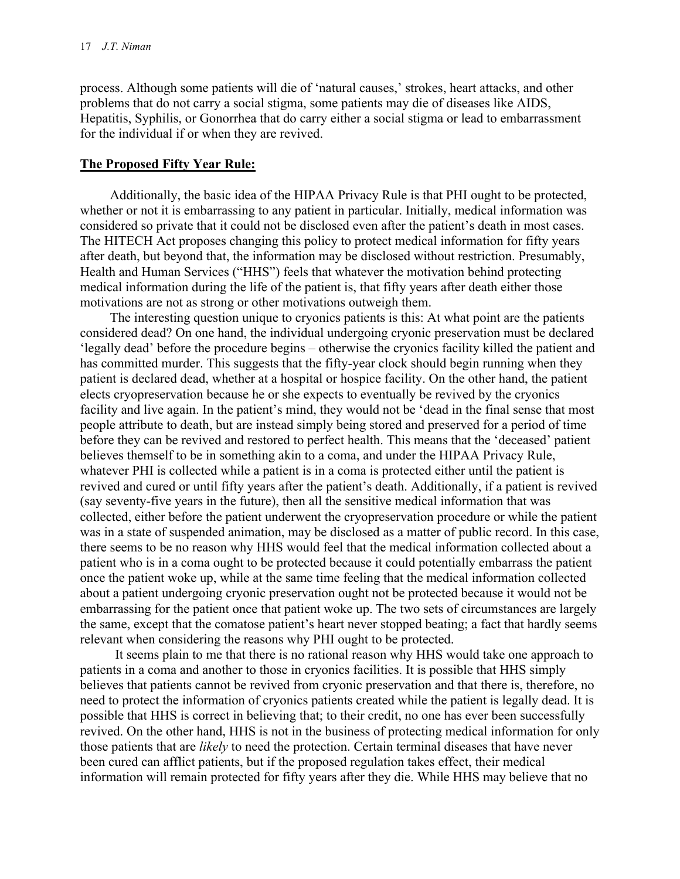process. Although some patients will die of 'natural causes,' strokes, heart attacks, and other problems that do not carry a social stigma, some patients may die of diseases like AIDS, Hepatitis, Syphilis, or Gonorrhea that do carry either a social stigma or lead to embarrassment for the individual if or when they are revived.

## The Proposed Fifty Year Rule:

Additionally, the basic idea of the HIPAA Privacy Rule is that PHI ought to be protected, whether or not it is embarrassing to any patient in particular. Initially, medical information was considered so private that it could not be disclosed even after the patient's death in most cases. The HITECH Act proposes changing this policy to protect medical information for fifty years after death, but beyond that, the information may be disclosed without restriction. Presumably, Health and Human Services ("HHS") feels that whatever the motivation behind protecting medical information during the life of the patient is, that fifty years after death either those motivations are not as strong or other motivations outweigh them.

The interesting question unique to cryonics patients is this: At what point are the patients considered dead? On one hand, the individual undergoing cryonic preservation must be declared 'legally dead' before the procedure begins – otherwise the cryonics facility killed the patient and has committed murder. This suggests that the fifty-year clock should begin running when they patient is declared dead, whether at a hospital or hospice facility. On the other hand, the patient elects cryopreservation because he or she expects to eventually be revived by the cryonics facility and live again. In the patient's mind, they would not be 'dead in the final sense that most people attribute to death, but are instead simply being stored and preserved for a period of time before they can be revived and restored to perfect health. This means that the 'deceased' patient believes themself to be in something akin to a coma, and under the HIPAA Privacy Rule, whatever PHI is collected while a patient is in a coma is protected either until the patient is revived and cured or until fifty years after the patient's death. Additionally, if a patient is revived (say seventy-five years in the future), then all the sensitive medical information that was collected, either before the patient underwent the cryopreservation procedure or while the patient was in a state of suspended animation, may be disclosed as a matter of public record. In this case, there seems to be no reason why HHS would feel that the medical information collected about a patient who is in a coma ought to be protected because it could potentially embarrass the patient once the patient woke up, while at the same time feeling that the medical information collected about a patient undergoing cryonic preservation ought not be protected because it would not be embarrassing for the patient once that patient woke up. The two sets of circumstances are largely the same, except that the comatose patient's heart never stopped beating; a fact that hardly seems relevant when considering the reasons why PHI ought to be protected.

It seems plain to me that there is no rational reason why HHS would take one approach to patients in a coma and another to those in cryonics facilities. It is possible that HHS simply believes that patients cannot be revived from cryonic preservation and that there is, therefore, no need to protect the information of cryonics patients created while the patient is legally dead. It is possible that HHS is correct in believing that; to their credit, no one has ever been successfully revived. On the other hand, HHS is not in the business of protecting medical information for only those patients that are *likely* to need the protection. Certain terminal diseases that have never been cured can afflict patients, but if the proposed regulation takes effect, their medical information will remain protected for fifty years after they die. While HHS may believe that no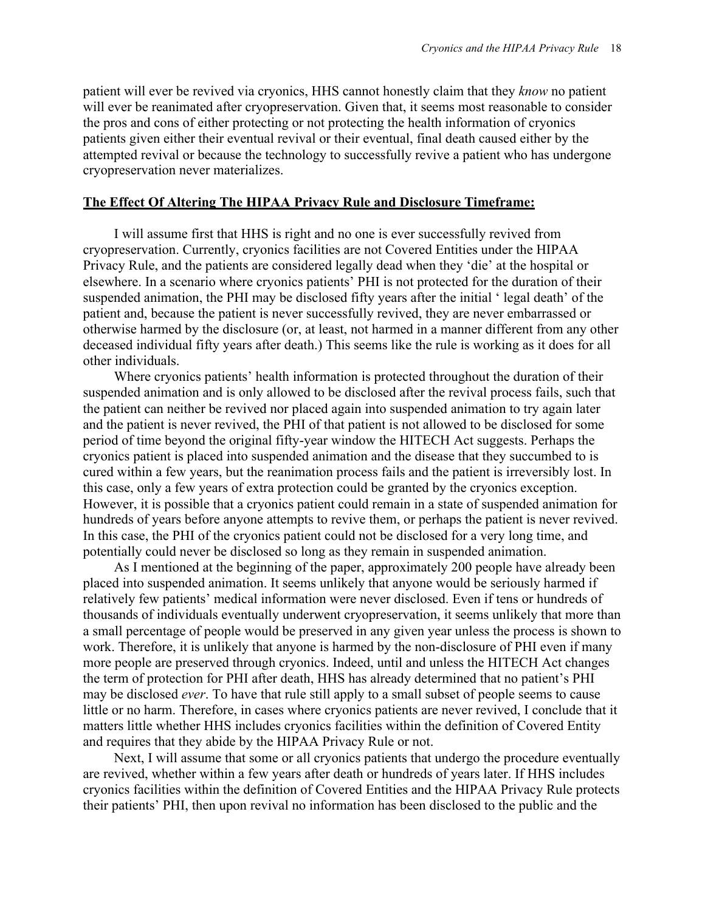patient will ever be revived via cryonics, HHS cannot honestly claim that they *know* no patient will ever be reanimated after cryopreservation. Given that, it seems most reasonable to consider the pros and cons of either protecting or not protecting the health information of cryonics patients given either their eventual revival or their eventual, final death caused either by the attempted revival or because the technology to successfully revive a patient who has undergone cryopreservation never materializes.

## **The Effect Of Altering The HIPAA Privacy Rule and Disclosure Timeframe:**

I will assume first that HHS is right and no one is ever successfully revived from cryopreservation. Currently, cryonics facilities are not Covered Entities under the HIPAA Privacy Rule, and the patients are considered legally dead when they 'die' at the hospital or elsewhere. In a scenario where cryonics patients' PHI is not protected for the duration of their suspended animation, the PHI may be disclosed fifty years after the initial ' legal death' of the patient and, because the patient is never successfully revived, they are never embarrassed or otherwise harmed by the disclosure (or, at least, not harmed in a manner different from any other deceased individual fifty years after death.) This seems like the rule is working as it does for all other individuals.

Where cryonics patients' health information is protected throughout the duration of their suspended animation and is only allowed to be disclosed after the revival process fails, such that the patient can neither be revived nor placed again into suspended animation to try again later and the patient is never revived, the PHI of that patient is not allowed to be disclosed for some period of time beyond the original fifty-year window the HITECH Act suggests. Perhaps the cryonics patient is placed into suspended animation and the disease that they succumbed to is cured within a few years, but the reanimation process fails and the patient is irreversibly lost. In this case, only a few years of extra protection could be granted by the cryonics exception. However, it is possible that a cryonics patient could remain in a state of suspended animation for hundreds of years before anyone attempts to revive them, or perhaps the patient is never revived. In this case, the PHI of the cryonics patient could not be disclosed for a very long time, and potentially could never be disclosed so long as they remain in suspended animation.

As I mentioned at the beginning of the paper, approximately 200 people have already been placed into suspended animation. It seems unlikely that anyone would be seriously harmed if relatively few patients' medical information were never disclosed. Even if tens or hundreds of thousands of individuals eventually underwent cryopreservation, it seems unlikely that more than a small percentage of people would be preserved in any given year unless the process is shown to work. Therefore, it is unlikely that anyone is harmed by the non-disclosure of PHI even if many more people are preserved through cryonics. Indeed, until and unless the HITECH Act changes the term of protection for PHI after death, HHS has already determined that no patient's PHI may be disclosed *ever*. To have that rule still apply to a small subset of people seems to cause little or no harm. Therefore, in cases where cryonics patients are never revived, I conclude that it matters little whether HHS includes cryonics facilities within the definition of Covered Entity and requires that they abide by the HIPAA Privacy Rule or not.

Next, I will assume that some or all cryonics patients that undergo the procedure eventually are revived, whether within a few years after death or hundreds of years later. If HHS includes cryonics facilities within the definition of Covered Entities and the HIPAA Privacy Rule protects their patients' PHI, then upon revival no information has been disclosed to the public and the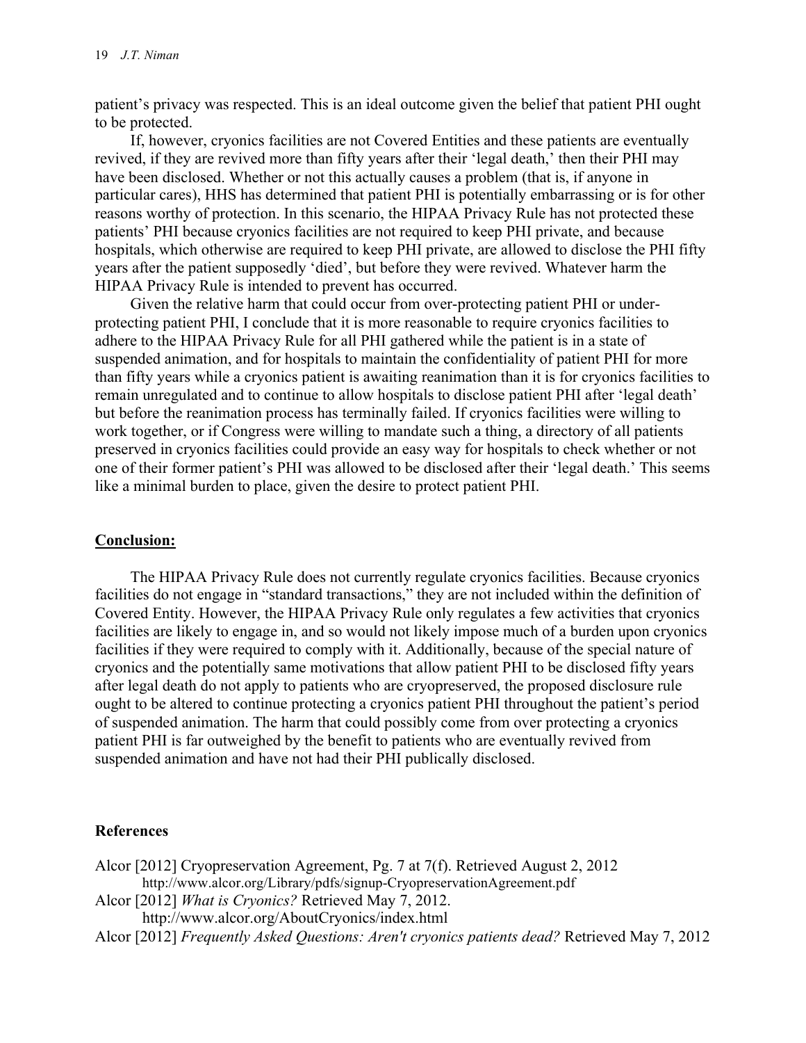patient's privacy was respected. This is an ideal outcome given the belief that patient PHI ought to be protected.

If, however, cryonics facilities are not Covered Entities and these patients are eventually revived, if they are revived more than fifty years after their 'legal death,' then their PHI may have been disclosed. Whether or not this actually causes a problem (that is, if anyone in particular cares), HHS has determined that patient PHI is potentially embarrassing or is for other reasons worthy of protection. In this scenario, the HIPAA Privacy Rule has not protected these patients' PHI because cryonics facilities are not required to keep PHI private, and because hospitals, which otherwise are required to keep PHI private, are allowed to disclose the PHI fifty years after the patient supposedly 'died', but before they were revived. Whatever harm the HIPAA Privacy Rule is intended to prevent has occurred.

Given the relative harm that could occur from over-protecting patient PHI or under-protecting patient PHI, I conclude that it is more reasonable to require cryonics facilities to adhere to the HIPAA Privacy Rule for all PHI gathered while the patient is in a state of suspended animation, and for hospitals to maintain the confidentiality of patient PHI for more than fifty years while a cryonics patient is awaiting reanimation than it is for cryonics facilities to remain unregulated and to continue to allow hospitals to disclose patient PHI after 'legal death' but before the reanimation process has terminally failed. If cryonics facilities were willing to work together, or if Congress were willing to mandate such a thing, a directory of all patients preserved in cryonics facilities could provide an easy way for hospitals to check whether or not one of their former patient's PHI was allowed to be disclosed after their 'legal death.' This seems like a minimal burden to place, given the desire to protect patient PHI.

## Conclusion:

The HIPAA Privacy Rule does not currently regulate cryonics facilities. Because cryonics facilities do not engage in "standard transactions," they are not included within the definition of Covered Entity. However, the HIPAA Privacy Rule only regulates a few activities that cryonics facilities are likely to engage in, and so would not likely impose much of a burden upon cryonics facilities if they were required to comply with it. Additionally, because of the special nature of cryonics and the potentially same motivations that allow patient PHI to be disclosed fifty years after legal death do not apply to patients who are cryopreserved, the proposed disclosure rule ought to be altered to continue protecting a cryonics patient PHI throughout the patient's period of suspended animation. The harm that could possibly come from over protecting a cryonics patient PHI is far outweighed by the benefit to patients who are eventually revived from suspended animation and have not had their PHI publically disclosed.

## References

Alcor [2012] Cryopreservation Agreement, Pg. 7 at 7(f). Retrieved August 2, 2012
http://www.alcor.org/Library/pdfs/signup-CryopreservationAgreement.pdf

Alcor [2012] *What is Cryonics?* Retrieved May 7, 2012.
http://www.alcor.org/AboutCryonics/index.html

Alcor [2012] *Frequently Asked Questions: Aren't cryonics patients dead?* Retrieved May 7, 2012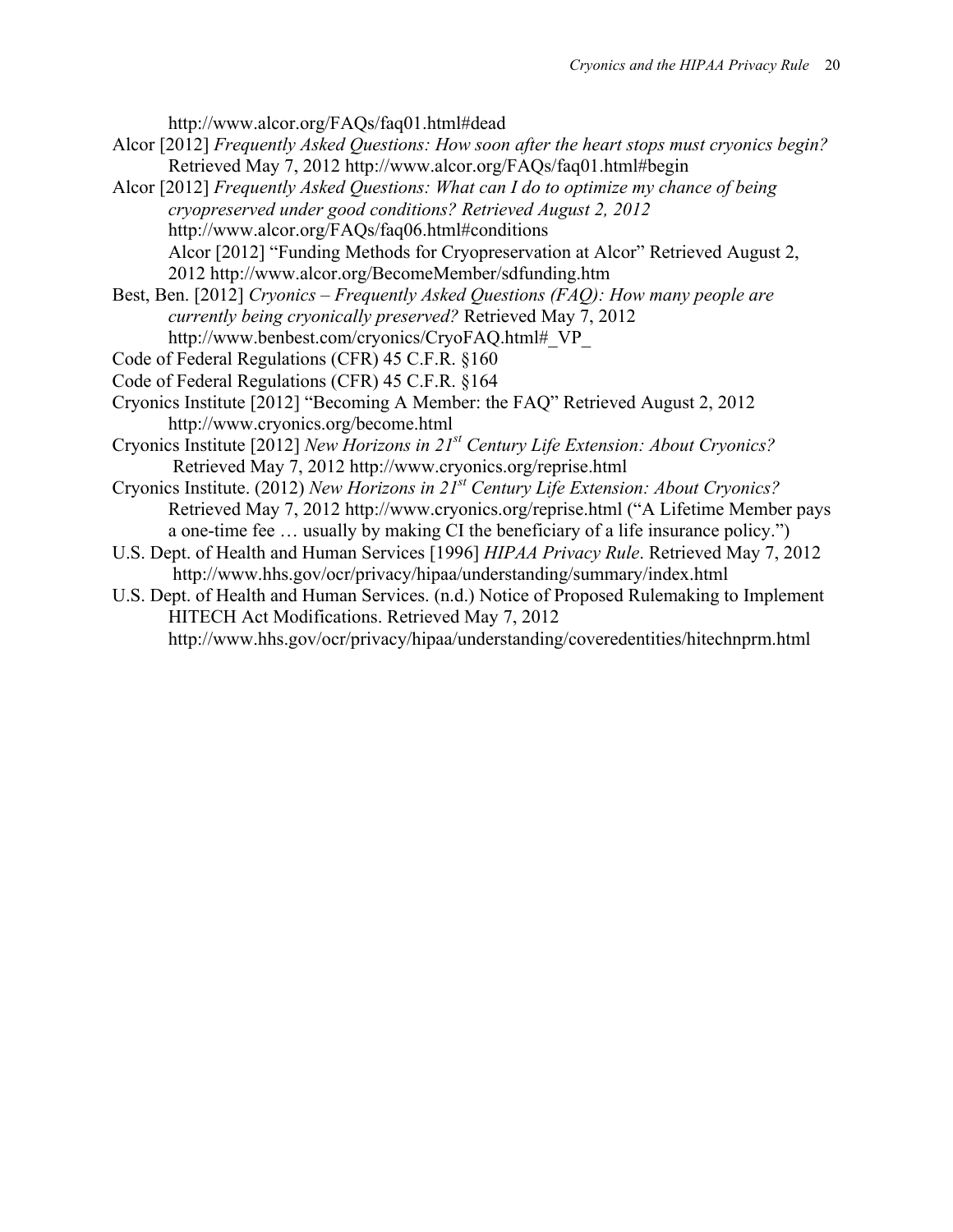http://www.alcor.org/FAQs/faq01.html#dead

Alcor [2012] *Frequently Asked Questions: How soon after the heart stops must cryonics begin?* Retrieved May 7, 2012 http://www.alcor.org/FAQs/faq01.html#begin

Alcor [2012] *Frequently Asked Questions: What can I do to optimize my chance of being cryopreserved under good conditions? Retrieved August 2, 2012* http://www.alcor.org/FAQs/faq06.html#conditions
Alcor [2012] "Funding Methods for Cryopreservation at Alcor" Retrieved August 2, 2012 http://www.alcor.org/BecomeMember/sdfunding.htm

Best, Ben. [2012] *Cryonics – Frequently Asked Questions (FAQ): How many people are currently being cryonically preserved?* Retrieved May 7, 2012 http://www.benbest.com/cryonics/CryoFAQ.html#_VP_

Code of Federal Regulations (CFR) 45 C.F.R. §160

Code of Federal Regulations (CFR) 45 C.F.R. §164

Cryonics Institute [2012] "Becoming A Member: the FAQ" Retrieved August 2, 2012 http://www.cryonics.org/become.html

Cryonics Institute [2012] *New Horizons in 21st Century Life Extension: About Cryonics?* Retrieved May 7, 2012 http://www.cryonics.org/reprise.html

Cryonics Institute. (2012) *New Horizons in 21st Century Life Extension: About Cryonics?* Retrieved May 7, 2012 http://www.cryonics.org/reprise.html ("A Lifetime Member pays a one-time fee … usually by making CI the beneficiary of a life insurance policy.")

U.S. Dept. of Health and Human Services [1996] *HIPAA Privacy Rule*. Retrieved May 7, 2012 http://www.hhs.gov/ocr/privacy/hipaa/understanding/summary/index.html

U.S. Dept. of Health and Human Services. (n.d.) Notice of Proposed Rulemaking to Implement HITECH Act Modifications. Retrieved May 7, 2012 http://www.hhs.gov/ocr/privacy/hipaa/understanding/coveredentities/hitechnprm.html